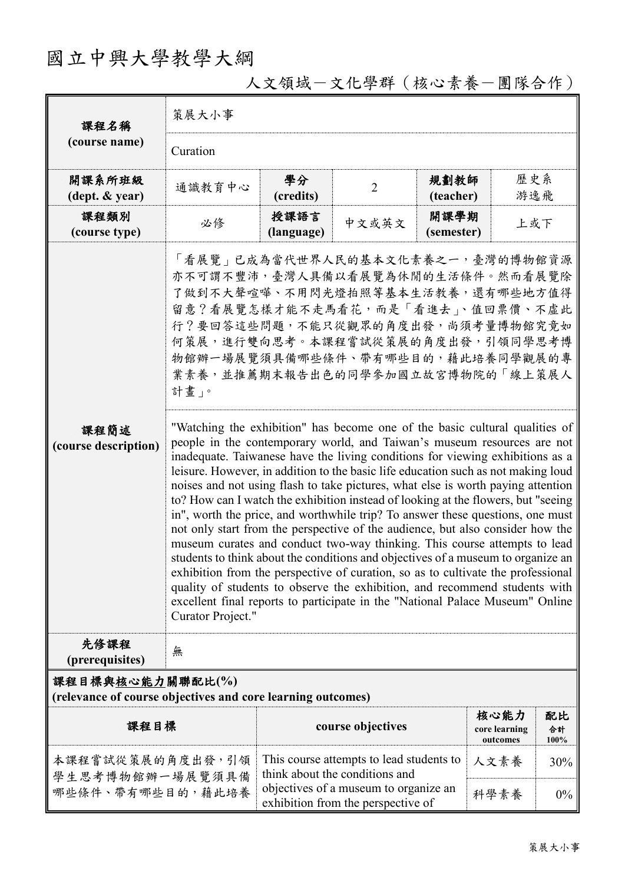# 國立中興大學教學大綱

## 人文領域－文化學群（核心素養－團隊合作）

| 課程名稱 (course name) | 策展大小事 | | | | |
|---|---|---|---|---|---|
| | Curation | | | | |
| 開課系所班級 (dept. & year) | 通識教育中心 | 學分 (credits) | 2 | 規劃教師 (teacher) | 歷史系 游逸飛 |
| 課程類別 (course type) | 必修 | 授課語言 (language) | 中文或英文 | 開課學期 (semester) | 上或下 |
| 課程簡述 (course description) | 「看展覽」已成為當代世界人民的基本文化素養之一，臺灣的博物館資源亦不可謂不豐沛，臺灣人具備以看展覽為休閒的生活條件。然而看展覽除了做到不大聲喧嘩、不用閃光燈拍照等基本生活教養，還有哪些地方值得留意？看展覽怎樣才能不走馬看花，而是「看進去」、值回票價、不虛此行？要回答這些問題，不能只從觀眾的角度出發，尚須考量博物館究竟如何策展，進行雙向思考。本課程嘗試從策展的角度出發，引領同學思考博物館辦一場展覽須具備哪些條件、帶有哪些目的，藉此培養同學觀展的專業素養，並推薦期末報告出色的同學參加國立故宮博物院的「線上策展人計畫」。 | | | | |
| | "Watching the exhibition" has become one of the basic cultural qualities of people in the contemporary world, and Taiwan's museum resources are not inadequate. Taiwanese have the living conditions for viewing exhibitions as a leisure. However, in addition to the basic life education such as not making loud noises and not using flash to take pictures, what else is worth paying attention to? How can I watch the exhibition instead of looking at the flowers, but "seeing in", worth the price, and worthwhile trip? To answer these questions, one must not only start from the perspective of the audience, but also consider how the museum curates and conduct two-way thinking. This course attempts to lead students to think about the conditions and objectives of a museum to organize an exhibition from the perspective of curation, so as to cultivate the professional quality of students to observe the exhibition, and recommend students with excellent final reports to participate in the "National Palace Museum" Online Curator Project." | | | | |
| 先修課程 (prerequisites) | 無 | | | | |

**課程目標與核心能力關聯配比(%)**
**(relevance of course objectives and core learning outcomes)**

| 課程目標 | course objectives | 核心能力 core learning outcomes | 配比 合計 100% |
|---|---|---|---|
| 本課程嘗試從策展的角度出發，引領學生思考博物館辦一場展覽須具備哪些條件、帶有哪些目的，藉此培養 | This course attempts to lead students to think about the conditions and objectives of a museum to organize an exhibition from the perspective of | 人文素養 | 30% |
| | | 科學素養 | 0% |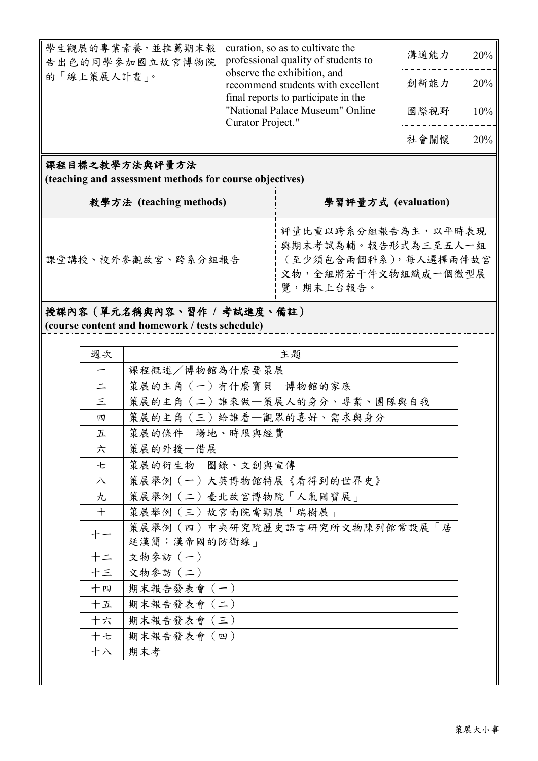| | | | |
|---|---|---|---|
| 學生觀展的專業素養，並推薦期末報告出色的同學參加國立故宮博物院的「線上策展人計畫」。 | curation, so as to cultivate the professional quality of students to observe the exhibition, and recommend students with excellent final reports to participate in the "National Palace Museum" Online Curator Project." | 溝通能力 | 20% |
| | | 創新能力 | 20% |
| | | 國際視野 | 10% |
| | | 社會關懷 | 20% |

## 課程目標之教學方法與評量方法
**(teaching and assessment methods for course objectives)**

| 教學方法 (teaching methods) | 學習評量方式 (evaluation) |
|---|---|
| 課堂講授、校外參觀故宮、跨系分組報告 | 評量比重以跨系分組報告為主，以平時表現與期末考試為輔。報告形式為三至五人一組（至少須包含兩個科系），每人選擇兩件故宮文物，全組將若干件文物組織成一個微型展覽，期末上台報告。 |

## 授課內容（單元名稱與內容、習作 / 考試進度、備註）
**(course content and homework / tests schedule)**

| 週次 | 主題 |
|---|---|
| 一 | 課程概述／博物館為什麼要策展 |
| 二 | 策展的主角（一）有什麼寶貝—博物館的家底 |
| 三 | 策展的主角（二）誰來做—策展人的身分、專業、團隊與自我 |
| 四 | 策展的主角（三）給誰看—觀眾的喜好、需求與身分 |
| 五 | 策展的條件—場地、時限與經費 |
| 六 | 策展的外援—借展 |
| 七 | 策展的衍生物—圖錄、文創與宣傳 |
| 八 | 策展舉例（一）大英博物館特展《看得到的世界史》 |
| 九 | 策展舉例（二）臺北故宮博物院「人氣國寶展」 |
| 十 | 策展舉例（三）故宮南院當期展「瑞樹展」 |
| 十一 | 策展舉例（四）中央研究院歷史語言研究所文物陳列館常設展「居延漢簡：漢帝國的防衛線」 |
| 十二 | 文物參訪（一） |
| 十三 | 文物參訪（二） |
| 十四 | 期末報告發表會（一） |
| 十五 | 期末報告發表會（二） |
| 十六 | 期末報告發表會（三） |
| 十七 | 期末報告發表會（四） |
| 十八 | 期末考 |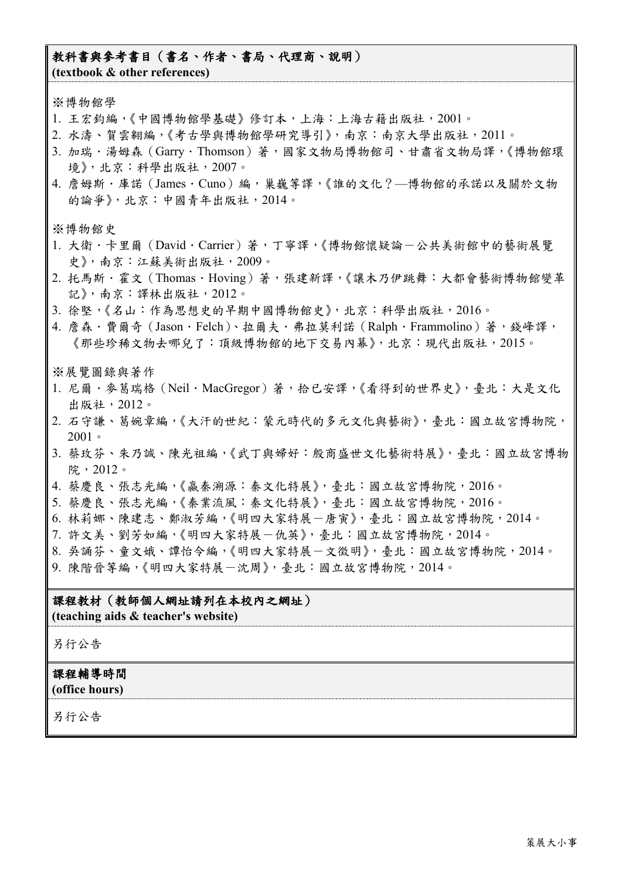**教科書與參考書目（書名、作者、書局、代理商、說明）**
**(textbook & other references)**

※博物館學

1. 王宏鈞編，《中國博物館學基礎》修訂本，上海：上海古籍出版社，2001。
2. 水濤、賀雲翺編，《考古學與博物館學研究導引》，南京：南京大學出版社，2011。
3. 加瑞・湯姆森（Garry・Thomson）著，國家文物局博物館司、甘肅省文物局譯，《博物館環境》，北京：科學出版社，2007。
4. 詹姆斯・庫諾（James・Cuno）編，巢巍等譯，《誰的文化？—博物館的承諾以及關於文物的論爭》，北京：中國青年出版社，2014。

※博物館史

1. 大衛・卡里爾（David・Carrier）著，丁寧譯，《博物館懷疑論－公共美術館中的藝術展覽史》，南京：江蘇美術出版社，2009。
2. 托馬斯・霍文（Thomas・Hoving）著，張建新譯，《讓木乃伊跳舞：大都會藝術博物館變革記》，南京：譯林出版社，2012。
3. 徐堅，《名山：作為思想史的早期中國博物館史》，北京：科學出版社，2016。
4. 詹森・費爾奇（Jason・Felch）、拉爾夫・弗拉莫利諾（Ralph・Frammolino）著，錢峰譯，《那些珍稀文物去哪兒了：頂級博物館的地下交易內幕》，北京：現代出版社，2015。

※展覽圖錄與著作

1. 尼爾・麥葛瑞格（Neil・MacGregor）著，拾已安譯，《看得到的世界史》，臺北：大是文化出版社，2012。
2. 石守謙、葛婉章編，《大汗的世紀：蒙元時代的多元文化與藝術》，臺北：國立故宮博物院，2001。
3. 蔡玫芬、朱乃誠、陳光祖編，《武丁與婦好：殷商盛世文化藝術特展》，臺北：國立故宮博物院，2012。
4. 蔡慶良、張志光編，《嬴秦溯源：秦文化特展》，臺北：國立故宮博物院，2016。
5. 蔡慶良、張志光編，《秦業流風：秦文化特展》，臺北：國立故宮博物院，2016。
6. 林莉娜、陳建志、鄭淑芳編，《明四大家特展－唐寅》，臺北：國立故宮博物院，2014。
7. 許文美、劉芳如編，《明四大家特展－仇英》，臺北：國立故宮博物院，2014。
8. 吳誦芬、童文娥、譚怡令編，《明四大家特展－文徵明》，臺北：國立故宮博物院，2014。
9. 陳階晉等編，《明四大家特展－沈周》，臺北：國立故宮博物院，2014。

**課程教材（教師個人網址請列在本校內之網址）**
**(teaching aids & teacher's website)**

另行公告

**課程輔導時間**
**(office hours)**

另行公告